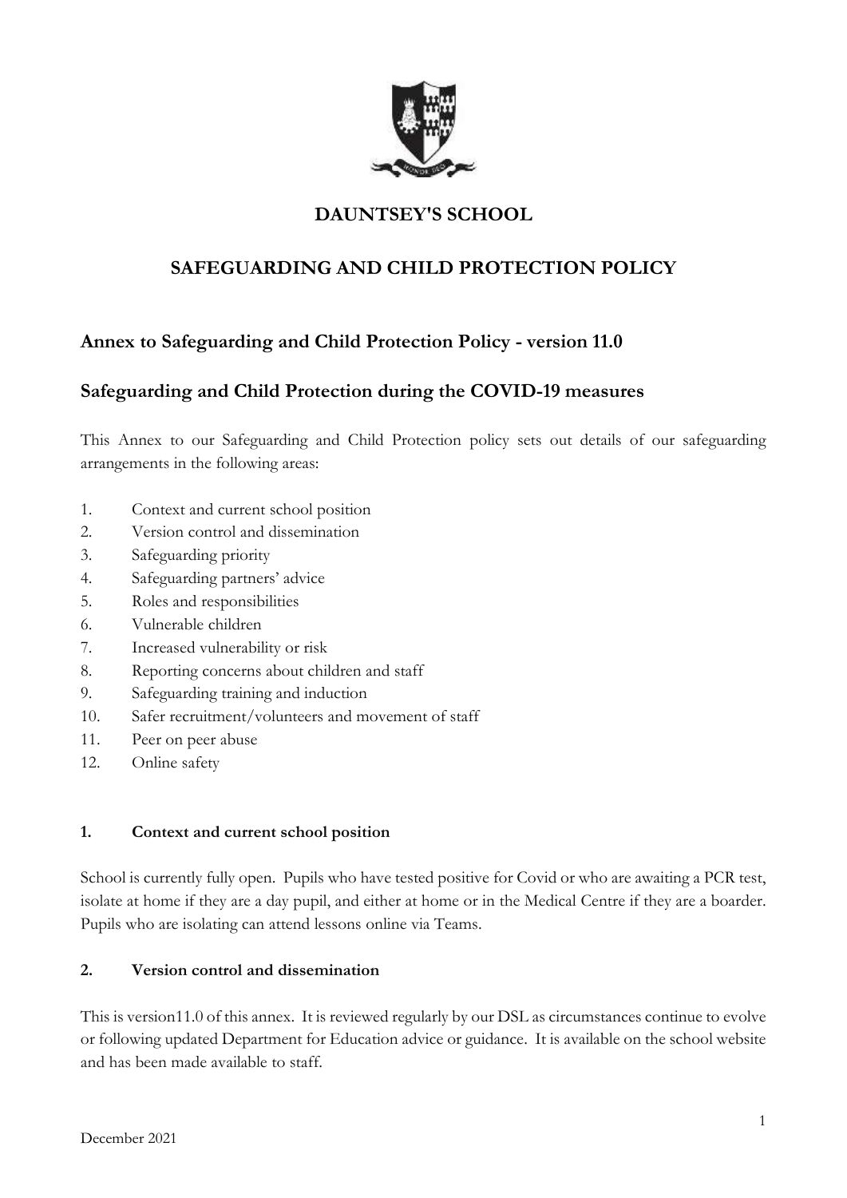# DAUNTSEY'S SCHOOL

# SAFEGUARDING AND CHILD PROTECTION POLICY

## Annex to Safeguarding and Child Protection Policy - version 11.0

## Safeguarding and Child Protection during the COVID-19 measures

This Annex to our Safeguarding and Child Protection policy sets out details of our safeguarding arrangements in the following areas:

1. Context and current school position
2. Version control and dissemination
3. Safeguarding priority
4. Safeguarding partners' advice
5. Roles and responsibilities
6. Vulnerable children
7. Increased vulnerability or risk
8. Reporting concerns about children and staff
9. Safeguarding training and induction
10. Safer recruitment/volunteers and movement of staff
11. Peer on peer abuse
12. Online safety

### 1. Context and current school position

School is currently fully open. Pupils who have tested positive for Covid or who are awaiting a PCR test, isolate at home if they are a day pupil, and either at home or in the Medical Centre if they are a boarder. Pupils who are isolating can attend lessons online via Teams.

### 2. Version control and dissemination

This is version11.0 of this annex. It is reviewed regularly by our DSL as circumstances continue to evolve or following updated Department for Education advice or guidance. It is available on the school website and has been made available to staff.

December 2021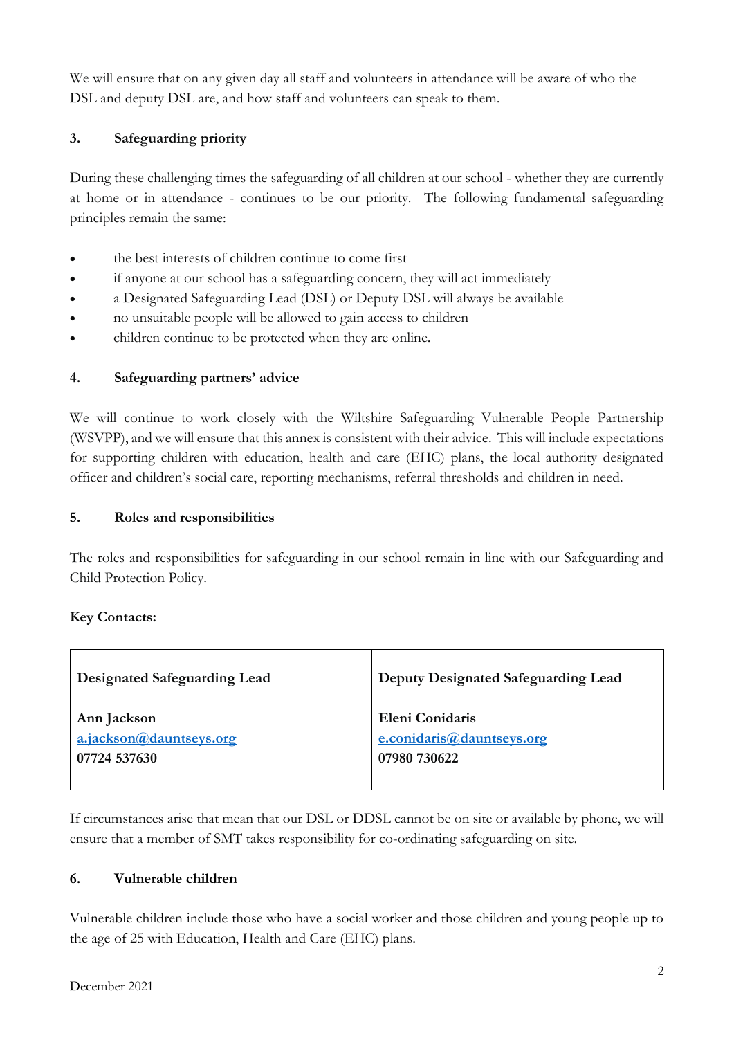We will ensure that on any given day all staff and volunteers in attendance will be aware of who the DSL and deputy DSL are, and how staff and volunteers can speak to them.

### 3. Safeguarding priority

During these challenging times the safeguarding of all children at our school - whether they are currently at home or in attendance - continues to be our priority. The following fundamental safeguarding principles remain the same:

- the best interests of children continue to come first
- if anyone at our school has a safeguarding concern, they will act immediately
- a Designated Safeguarding Lead (DSL) or Deputy DSL will always be available
- no unsuitable people will be allowed to gain access to children
- children continue to be protected when they are online.

### 4. Safeguarding partners' advice

We will continue to work closely with the Wiltshire Safeguarding Vulnerable People Partnership (WSVPP), and we will ensure that this annex is consistent with their advice. This will include expectations for supporting children with education, health and care (EHC) plans, the local authority designated officer and children's social care, reporting mechanisms, referral thresholds and children in need.

### 5. Roles and responsibilities

The roles and responsibilities for safeguarding in our school remain in line with our Safeguarding and Child Protection Policy.

**Key Contacts:**

| **Designated Safeguarding Lead** | **Deputy Designated Safeguarding Lead** |
|---|---|
| **Ann Jackson**<br>**a.jackson@dauntseys.org**<br>**07724 537630** | **Eleni Conidaris**<br>**e.conidaris@dauntseys.org**<br>**07980 730622** |

If circumstances arise that mean that our DSL or DDSL cannot be on site or available by phone, we will ensure that a member of SMT takes responsibility for co-ordinating safeguarding on site.

### 6. Vulnerable children

Vulnerable children include those who have a social worker and those children and young people up to the age of 25 with Education, Health and Care (EHC) plans.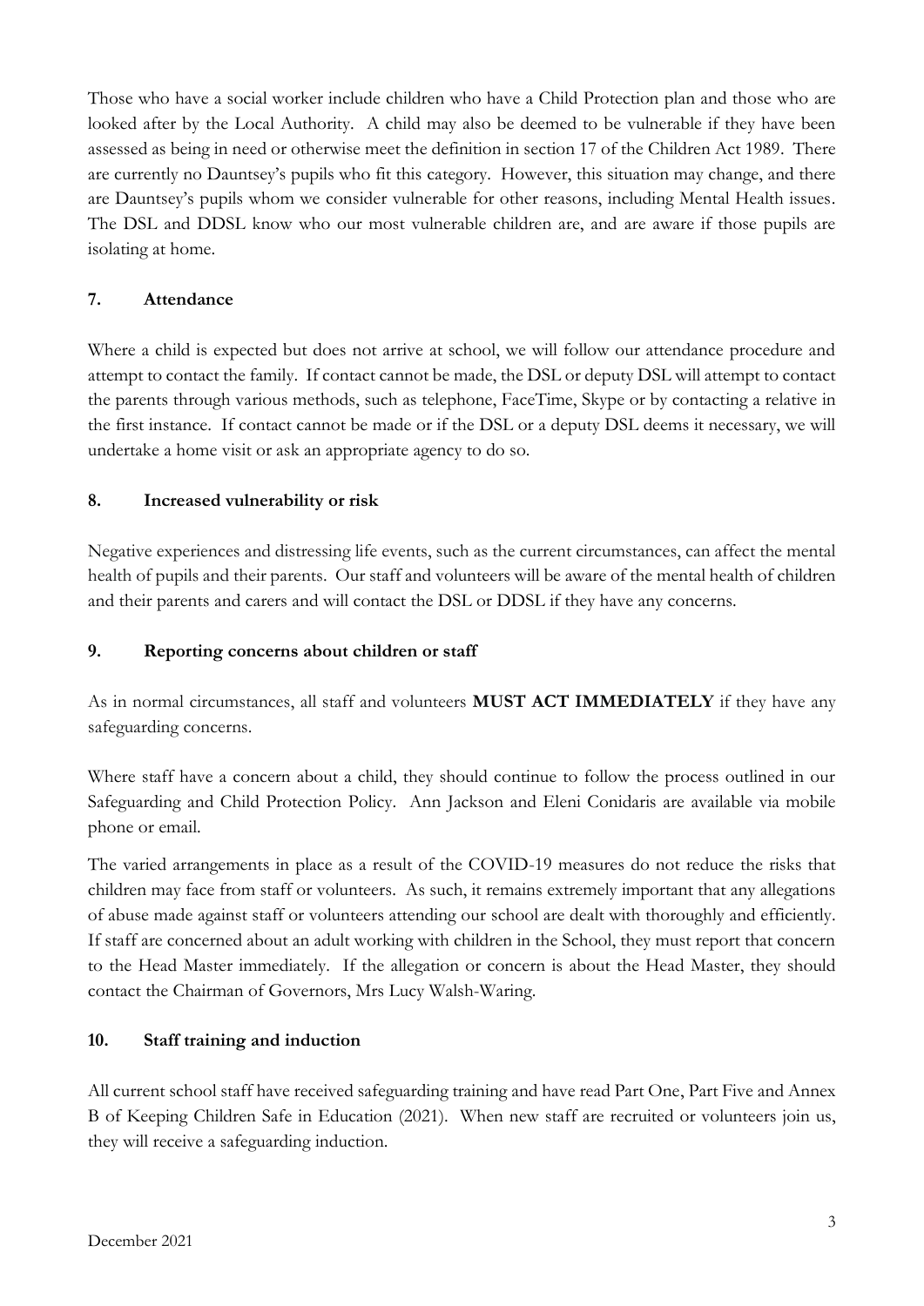Those who have a social worker include children who have a Child Protection plan and those who are looked after by the Local Authority. A child may also be deemed to be vulnerable if they have been assessed as being in need or otherwise meet the definition in section 17 of the Children Act 1989. There are currently no Dauntsey's pupils who fit this category. However, this situation may change, and there are Dauntsey's pupils whom we consider vulnerable for other reasons, including Mental Health issues. The DSL and DDSL know who our most vulnerable children are, and are aware if those pupils are isolating at home.

## 7. Attendance

Where a child is expected but does not arrive at school, we will follow our attendance procedure and attempt to contact the family. If contact cannot be made, the DSL or deputy DSL will attempt to contact the parents through various methods, such as telephone, FaceTime, Skype or by contacting a relative in the first instance. If contact cannot be made or if the DSL or a deputy DSL deems it necessary, we will undertake a home visit or ask an appropriate agency to do so.

## 8. Increased vulnerability or risk

Negative experiences and distressing life events, such as the current circumstances, can affect the mental health of pupils and their parents. Our staff and volunteers will be aware of the mental health of children and their parents and carers and will contact the DSL or DDSL if they have any concerns.

## 9. Reporting concerns about children or staff

As in normal circumstances, all staff and volunteers **MUST ACT IMMEDIATELY** if they have any safeguarding concerns.

Where staff have a concern about a child, they should continue to follow the process outlined in our Safeguarding and Child Protection Policy. Ann Jackson and Eleni Conidaris are available via mobile phone or email.

The varied arrangements in place as a result of the COVID-19 measures do not reduce the risks that children may face from staff or volunteers. As such, it remains extremely important that any allegations of abuse made against staff or volunteers attending our school are dealt with thoroughly and efficiently. If staff are concerned about an adult working with children in the School, they must report that concern to the Head Master immediately. If the allegation or concern is about the Head Master, they should contact the Chairman of Governors, Mrs Lucy Walsh-Waring.

## 10. Staff training and induction

All current school staff have received safeguarding training and have read Part One, Part Five and Annex B of Keeping Children Safe in Education (2021). When new staff are recruited or volunteers join us, they will receive a safeguarding induction.

December 2021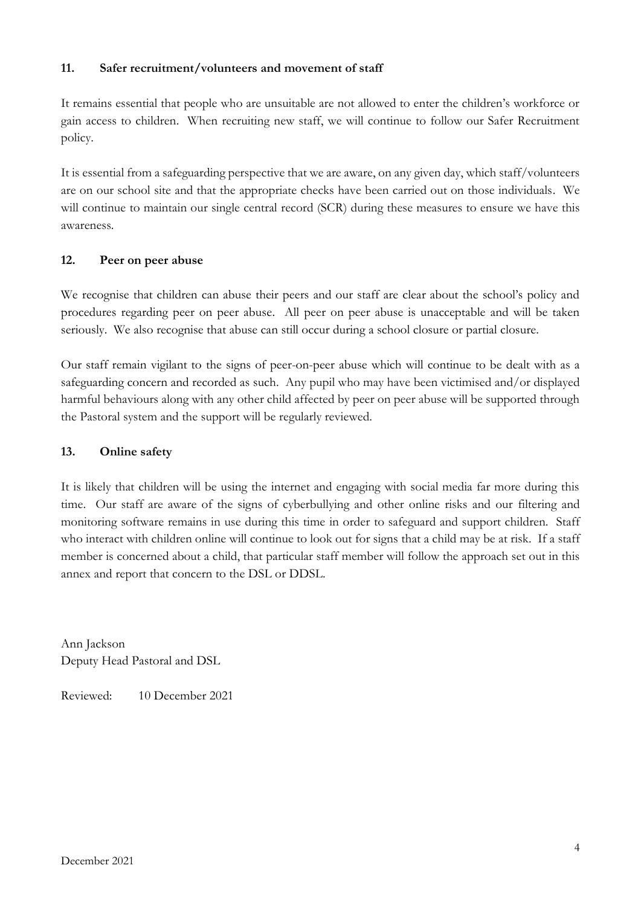## 11. Safer recruitment/volunteers and movement of staff

It remains essential that people who are unsuitable are not allowed to enter the children's workforce or gain access to children. When recruiting new staff, we will continue to follow our Safer Recruitment policy.

It is essential from a safeguarding perspective that we are aware, on any given day, which staff/volunteers are on our school site and that the appropriate checks have been carried out on those individuals. We will continue to maintain our single central record (SCR) during these measures to ensure we have this awareness.

## 12. Peer on peer abuse

We recognise that children can abuse their peers and our staff are clear about the school's policy and procedures regarding peer on peer abuse. All peer on peer abuse is unacceptable and will be taken seriously. We also recognise that abuse can still occur during a school closure or partial closure.

Our staff remain vigilant to the signs of peer-on-peer abuse which will continue to be dealt with as a safeguarding concern and recorded as such. Any pupil who may have been victimised and/or displayed harmful behaviours along with any other child affected by peer on peer abuse will be supported through the Pastoral system and the support will be regularly reviewed.

## 13. Online safety

It is likely that children will be using the internet and engaging with social media far more during this time. Our staff are aware of the signs of cyberbullying and other online risks and our filtering and monitoring software remains in use during this time in order to safeguard and support children. Staff who interact with children online will continue to look out for signs that a child may be at risk. If a staff member is concerned about a child, that particular staff member will follow the approach set out in this annex and report that concern to the DSL or DDSL.

Ann Jackson
Deputy Head Pastoral and DSL

Reviewed: 10 December 2021